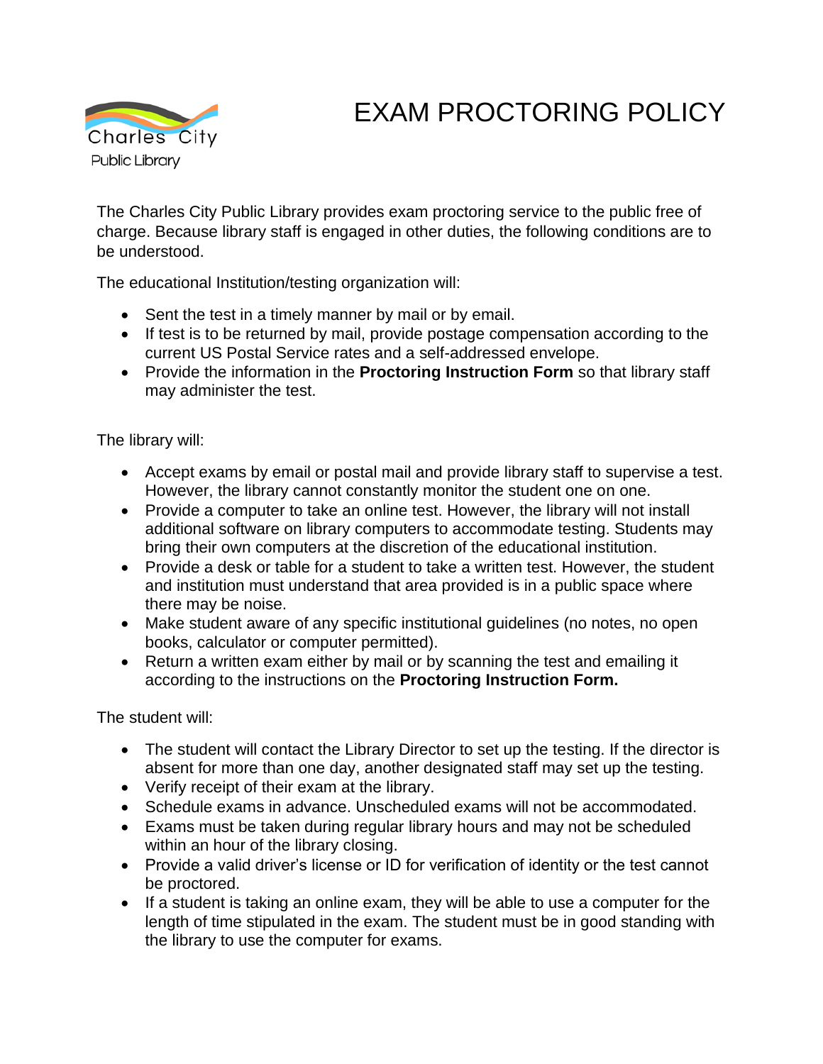Charles City Public Library

# EXAM PROCTORING POLICY

The Charles City Public Library provides exam proctoring service to the public free of charge. Because library staff is engaged in other duties, the following conditions are to be understood.

The educational Institution/testing organization will:

- Sent the test in a timely manner by mail or by email.
- If test is to be returned by mail, provide postage compensation according to the current US Postal Service rates and a self-addressed envelope.
- Provide the information in the **Proctoring Instruction Form** so that library staff may administer the test.

The library will:

- Accept exams by email or postal mail and provide library staff to supervise a test. However, the library cannot constantly monitor the student one on one.
- Provide a computer to take an online test. However, the library will not install additional software on library computers to accommodate testing. Students may bring their own computers at the discretion of the educational institution.
- Provide a desk or table for a student to take a written test. However, the student and institution must understand that area provided is in a public space where there may be noise.
- Make student aware of any specific institutional guidelines (no notes, no open books, calculator or computer permitted).
- Return a written exam either by mail or by scanning the test and emailing it according to the instructions on the **Proctoring Instruction Form.**

The student will:

- The student will contact the Library Director to set up the testing. If the director is absent for more than one day, another designated staff may set up the testing.
- Verify receipt of their exam at the library.
- Schedule exams in advance. Unscheduled exams will not be accommodated.
- Exams must be taken during regular library hours and may not be scheduled within an hour of the library closing.
- Provide a valid driver's license or ID for verification of identity or the test cannot be proctored.
- If a student is taking an online exam, they will be able to use a computer for the length of time stipulated in the exam. The student must be in good standing with the library to use the computer for exams.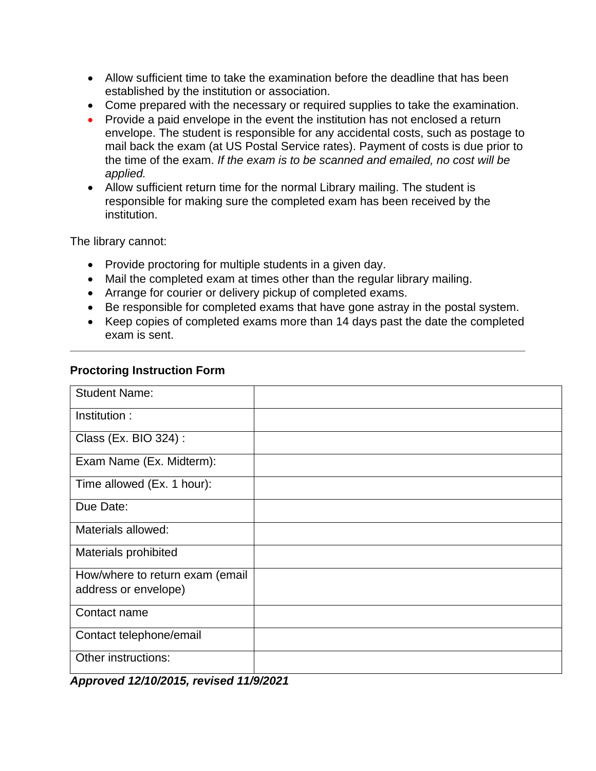- Allow sufficient time to take the examination before the deadline that has been established by the institution or association.
- Come prepared with the necessary or required supplies to take the examination.
- Provide a paid envelope in the event the institution has not enclosed a return envelope. The student is responsible for any accidental costs, such as postage to mail back the exam (at US Postal Service rates). Payment of costs is due prior to the time of the exam. *If the exam is to be scanned and emailed, no cost will be applied.*
- Allow sufficient return time for the normal Library mailing. The student is responsible for making sure the completed exam has been received by the institution.

The library cannot:

- Provide proctoring for multiple students in a given day.
- Mail the completed exam at times other than the regular library mailing.
- Arrange for courier or delivery pickup of completed exams.
- Be responsible for completed exams that have gone astray in the postal system.
- Keep copies of completed exams more than 14 days past the date the completed exam is sent.

---

**Proctoring Instruction Form**

| | |
|---|---|
| Student Name: | |
| Institution : | |
| Class (Ex. BIO 324) : | |
| Exam Name (Ex. Midterm): | |
| Time allowed (Ex. 1 hour): | |
| Due Date: | |
| Materials allowed: | |
| Materials prohibited | |
| How/where to return exam (email address or envelope) | |
| Contact name | |
| Contact telephone/email | |
| Other instructions: | |

***Approved 12/10/2015, revised 11/9/2021***